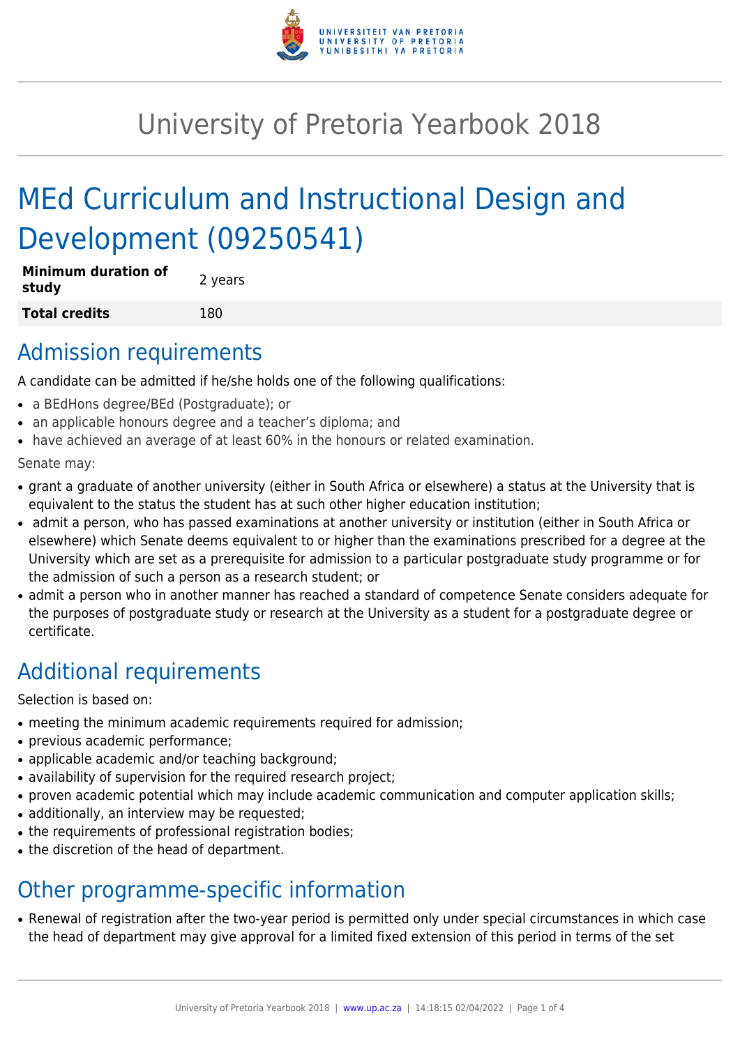# University of Pretoria Yearbook 2018

# MEd Curriculum and Instructional Design and Development (09250541)

| **Minimum duration of study** | 2 years |
|---|---|
| **Total credits** | 180 |

## Admission requirements

A candidate can be admitted if he/she holds one of the following qualifications:

- a BEdHons degree/BEd (Postgraduate); or
- an applicable honours degree and a teacher's diploma; and
- have achieved an average of at least 60% in the honours or related examination.

Senate may:

- grant a graduate of another university (either in South Africa or elsewhere) a status at the University that is equivalent to the status the student has at such other higher education institution;
- admit a person, who has passed examinations at another university or institution (either in South Africa or elsewhere) which Senate deems equivalent to or higher than the examinations prescribed for a degree at the University which are set as a prerequisite for admission to a particular postgraduate study programme or for the admission of such a person as a research student; or
- admit a person who in another manner has reached a standard of competence Senate considers adequate for the purposes of postgraduate study or research at the University as a student for a postgraduate degree or certificate.

## Additional requirements

Selection is based on:

- meeting the minimum academic requirements required for admission;
- previous academic performance;
- applicable academic and/or teaching background;
- availability of supervision for the required research project;
- proven academic potential which may include academic communication and computer application skills;
- additionally, an interview may be requested;
- the requirements of professional registration bodies;
- the discretion of the head of department.

## Other programme-specific information

- Renewal of registration after the two-year period is permitted only under special circumstances in which case the head of department may give approval for a limited fixed extension of this period in terms of the set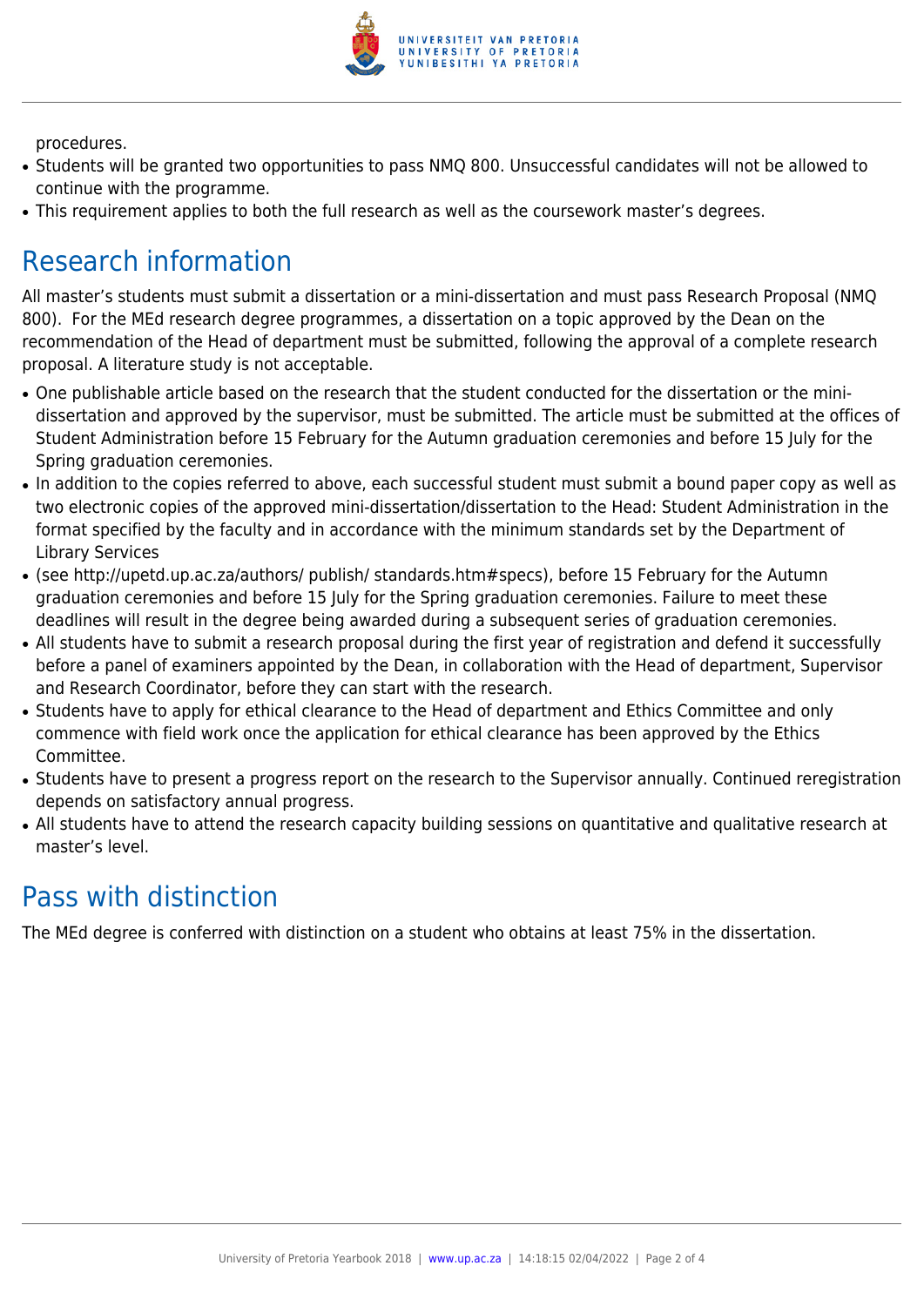procedures.

- Students will be granted two opportunities to pass NMQ 800. Unsuccessful candidates will not be allowed to continue with the programme.
- This requirement applies to both the full research as well as the coursework master's degrees.

## Research information

All master's students must submit a dissertation or a mini-dissertation and must pass Research Proposal (NMQ 800). For the MEd research degree programmes, a dissertation on a topic approved by the Dean on the recommendation of the Head of department must be submitted, following the approval of a complete research proposal. A literature study is not acceptable.

- One publishable article based on the research that the student conducted for the dissertation or the mini-dissertation and approved by the supervisor, must be submitted. The article must be submitted at the offices of Student Administration before 15 February for the Autumn graduation ceremonies and before 15 July for the Spring graduation ceremonies.
- In addition to the copies referred to above, each successful student must submit a bound paper copy as well as two electronic copies of the approved mini-dissertation/dissertation to the Head: Student Administration in the format specified by the faculty and in accordance with the minimum standards set by the Department of Library Services
- (see http://upetd.up.ac.za/authors/ publish/ standards.htm#specs), before 15 February for the Autumn graduation ceremonies and before 15 July for the Spring graduation ceremonies. Failure to meet these deadlines will result in the degree being awarded during a subsequent series of graduation ceremonies.
- All students have to submit a research proposal during the first year of registration and defend it successfully before a panel of examiners appointed by the Dean, in collaboration with the Head of department, Supervisor and Research Coordinator, before they can start with the research.
- Students have to apply for ethical clearance to the Head of department and Ethics Committee and only commence with field work once the application for ethical clearance has been approved by the Ethics Committee.
- Students have to present a progress report on the research to the Supervisor annually. Continued reregistration depends on satisfactory annual progress.
- All students have to attend the research capacity building sessions on quantitative and qualitative research at master's level.

## Pass with distinction

The MEd degree is conferred with distinction on a student who obtains at least 75% in the dissertation.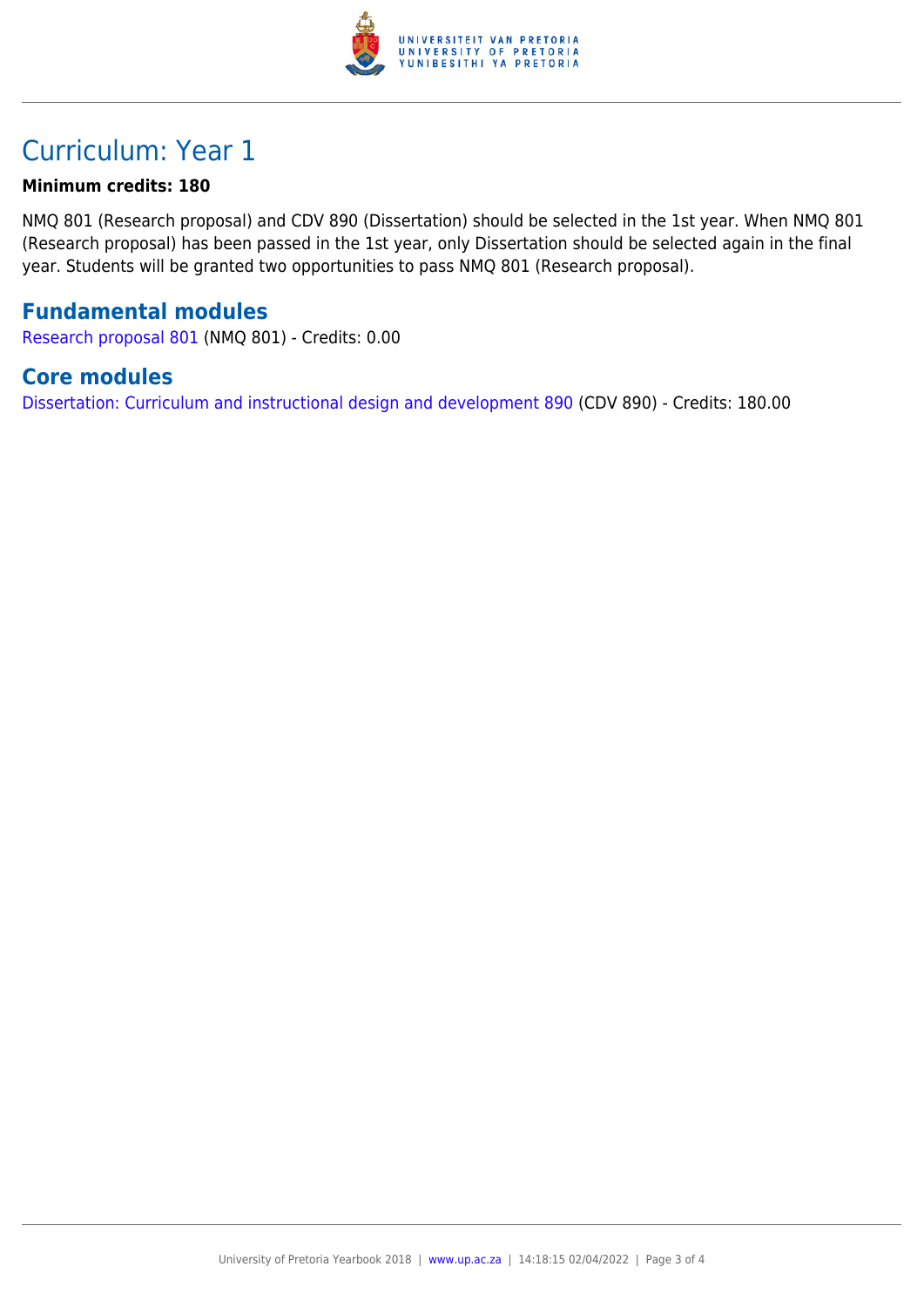# Curriculum: Year 1

**Minimum credits: 180**

NMQ 801 (Research proposal) and CDV 890 (Dissertation) should be selected in the 1st year. When NMQ 801 (Research proposal) has been passed in the 1st year, only Dissertation should be selected again in the final year. Students will be granted two opportunities to pass NMQ 801 (Research proposal).

## Fundamental modules

Research proposal 801 (NMQ 801) - Credits: 0.00

## Core modules

Dissertation: Curriculum and instructional design and development 890 (CDV 890) - Credits: 180.00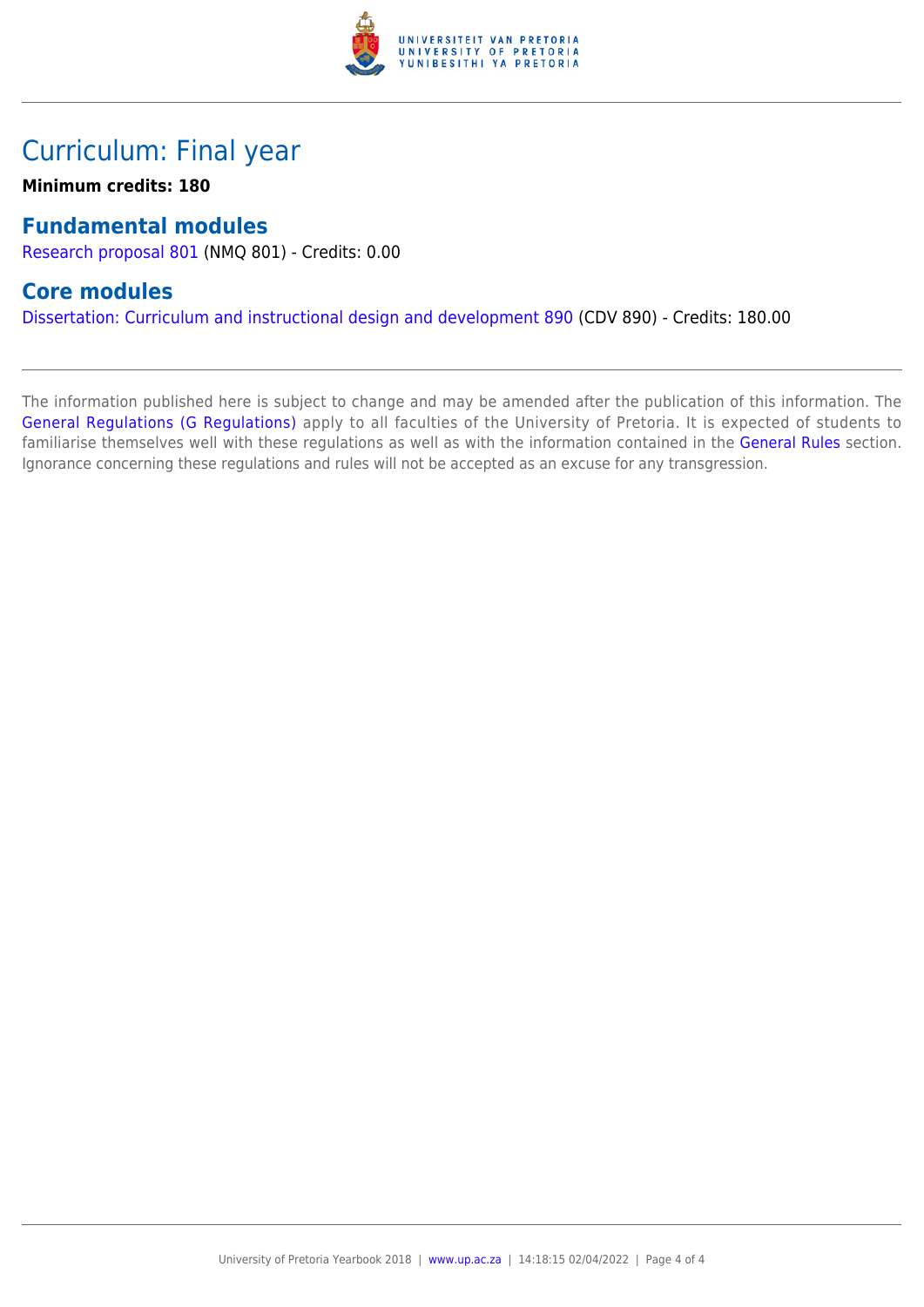# Curriculum: Final year

**Minimum credits: 180**

## Fundamental modules

Research proposal 801 (NMQ 801) - Credits: 0.00

## Core modules

Dissertation: Curriculum and instructional design and development 890 (CDV 890) - Credits: 180.00

---

The information published here is subject to change and may be amended after the publication of this information. The General Regulations (G Regulations) apply to all faculties of the University of Pretoria. It is expected of students to familiarise themselves well with these regulations as well as with the information contained in the General Rules section. Ignorance concerning these regulations and rules will not be accepted as an excuse for any transgression.